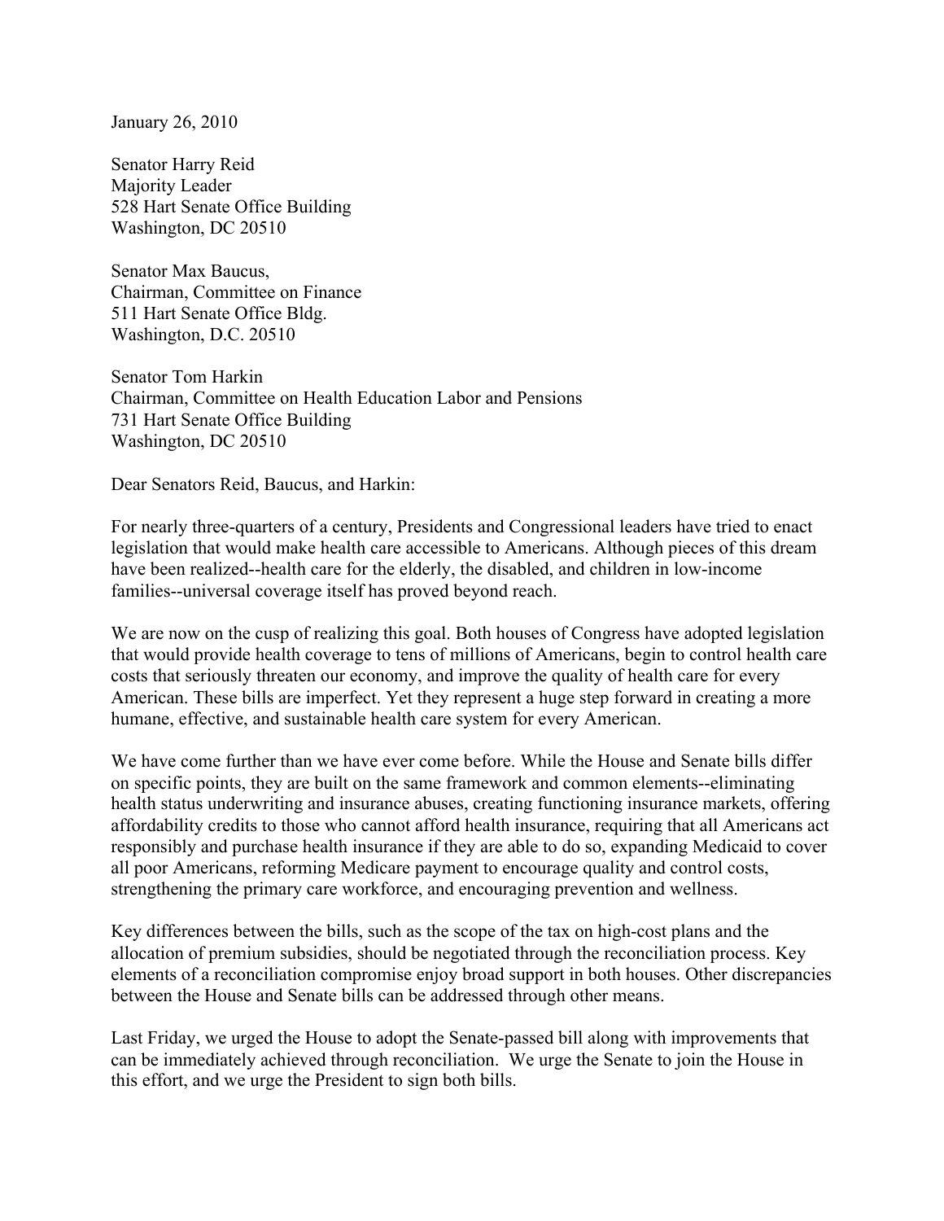January 26, 2010

Senator Harry Reid
Majority Leader
528 Hart Senate Office Building
Washington, DC 20510

Senator Max Baucus,
Chairman, Committee on Finance
511 Hart Senate Office Bldg.
Washington, D.C. 20510

Senator Tom Harkin
Chairman, Committee on Health Education Labor and Pensions
731 Hart Senate Office Building
Washington, DC 20510

Dear Senators Reid, Baucus, and Harkin:

For nearly three-quarters of a century, Presidents and Congressional leaders have tried to enact legislation that would make health care accessible to Americans. Although pieces of this dream have been realized--health care for the elderly, the disabled, and children in low-income families--universal coverage itself has proved beyond reach.

We are now on the cusp of realizing this goal. Both houses of Congress have adopted legislation that would provide health coverage to tens of millions of Americans, begin to control health care costs that seriously threaten our economy, and improve the quality of health care for every American. These bills are imperfect. Yet they represent a huge step forward in creating a more humane, effective, and sustainable health care system for every American.

We have come further than we have ever come before. While the House and Senate bills differ on specific points, they are built on the same framework and common elements--eliminating health status underwriting and insurance abuses, creating functioning insurance markets, offering affordability credits to those who cannot afford health insurance, requiring that all Americans act responsibly and purchase health insurance if they are able to do so, expanding Medicaid to cover all poor Americans, reforming Medicare payment to encourage quality and control costs, strengthening the primary care workforce, and encouraging prevention and wellness.

Key differences between the bills, such as the scope of the tax on high-cost plans and the allocation of premium subsidies, should be negotiated through the reconciliation process. Key elements of a reconciliation compromise enjoy broad support in both houses. Other discrepancies between the House and Senate bills can be addressed through other means.

Last Friday, we urged the House to adopt the Senate-passed bill along with improvements that can be immediately achieved through reconciliation. We urge the Senate to join the House in this effort, and we urge the President to sign both bills.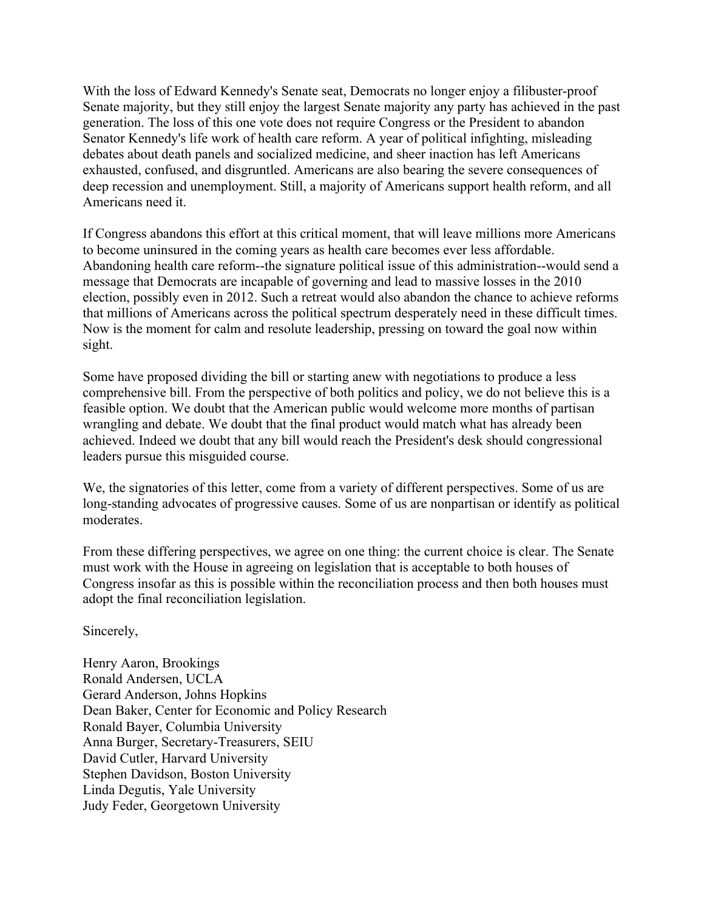With the loss of Edward Kennedy's Senate seat, Democrats no longer enjoy a filibuster-proof Senate majority, but they still enjoy the largest Senate majority any party has achieved in the past generation. The loss of this one vote does not require Congress or the President to abandon Senator Kennedy's life work of health care reform. A year of political infighting, misleading debates about death panels and socialized medicine, and sheer inaction has left Americans exhausted, confused, and disgruntled. Americans are also bearing the severe consequences of deep recession and unemployment. Still, a majority of Americans support health reform, and all Americans need it.

If Congress abandons this effort at this critical moment, that will leave millions more Americans to become uninsured in the coming years as health care becomes ever less affordable. Abandoning health care reform--the signature political issue of this administration--would send a message that Democrats are incapable of governing and lead to massive losses in the 2010 election, possibly even in 2012. Such a retreat would also abandon the chance to achieve reforms that millions of Americans across the political spectrum desperately need in these difficult times. Now is the moment for calm and resolute leadership, pressing on toward the goal now within sight.

Some have proposed dividing the bill or starting anew with negotiations to produce a less comprehensive bill. From the perspective of both politics and policy, we do not believe this is a feasible option. We doubt that the American public would welcome more months of partisan wrangling and debate. We doubt that the final product would match what has already been achieved. Indeed we doubt that any bill would reach the President's desk should congressional leaders pursue this misguided course.

We, the signatories of this letter, come from a variety of different perspectives. Some of us are long-standing advocates of progressive causes. Some of us are nonpartisan or identify as political moderates.

From these differing perspectives, we agree on one thing: the current choice is clear. The Senate must work with the House in agreeing on legislation that is acceptable to both houses of Congress insofar as this is possible within the reconciliation process and then both houses must adopt the final reconciliation legislation.

Sincerely,

Henry Aaron, Brookings  
Ronald Andersen, UCLA  
Gerard Anderson, Johns Hopkins  
Dean Baker, Center for Economic and Policy Research  
Ronald Bayer, Columbia University  
Anna Burger, Secretary-Treasurers, SEIU  
David Cutler, Harvard University  
Stephen Davidson, Boston University  
Linda Degutis, Yale University  
Judy Feder, Georgetown University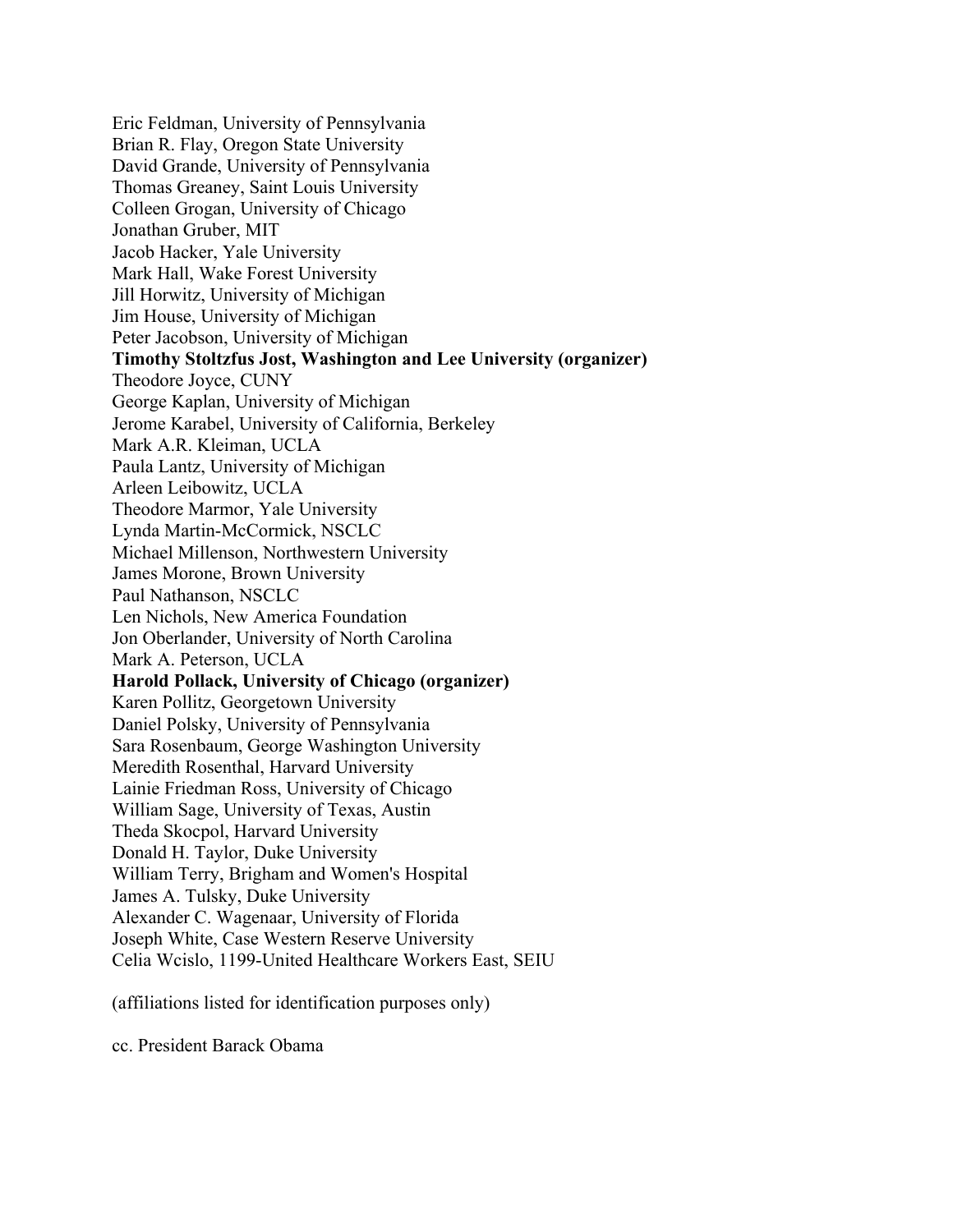Eric Feldman, University of Pennsylvania
Brian R. Flay, Oregon State University
David Grande, University of Pennsylvania
Thomas Greaney, Saint Louis University
Colleen Grogan, University of Chicago
Jonathan Gruber, MIT
Jacob Hacker, Yale University
Mark Hall, Wake Forest University
Jill Horwitz, University of Michigan
Jim House, University of Michigan
Peter Jacobson, University of Michigan
**Timothy Stoltzfus Jost, Washington and Lee University (organizer)**
Theodore Joyce, CUNY
George Kaplan, University of Michigan
Jerome Karabel, University of California, Berkeley
Mark A.R. Kleiman, UCLA
Paula Lantz, University of Michigan
Arleen Leibowitz, UCLA
Theodore Marmor, Yale University
Lynda Martin-McCormick, NSCLC
Michael Millenson, Northwestern University
James Morone, Brown University
Paul Nathanson, NSCLC
Len Nichols, New America Foundation
Jon Oberlander, University of North Carolina
Mark A. Peterson, UCLA
**Harold Pollack, University of Chicago (organizer)**
Karen Pollitz, Georgetown University
Daniel Polsky, University of Pennsylvania
Sara Rosenbaum, George Washington University
Meredith Rosenthal, Harvard University
Lainie Friedman Ross, University of Chicago
William Sage, University of Texas, Austin
Theda Skocpol, Harvard University
Donald H. Taylor, Duke University
William Terry, Brigham and Women's Hospital
James A. Tulsky, Duke University
Alexander C. Wagenaar, University of Florida
Joseph White, Case Western Reserve University
Celia Wcislo, 1199-United Healthcare Workers East, SEIU

(affiliations listed for identification purposes only)

cc. President Barack Obama